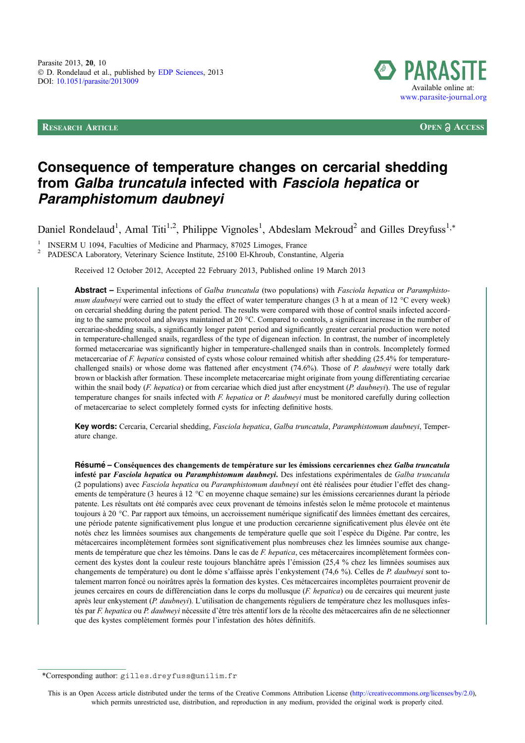Parasite 2013, **20**, 10
© D. Rondelaud et al., published by EDP Sciences, 2013
DOI: 10.1051/parasite/2013009

Available online at:
www.parasite-journal.org

**RESEARCH ARTICLE** **OPEN ACCESS**

# Consequence of temperature changes on cercarial shedding from *Galba truncatula* infected with *Fasciola hepatica* or *Paramphistomum daubneyi*

Daniel Rondelaud[1], Amal Titi[1,2], Philippe Vignoles[1], Abdeslam Mekroud[2] and Gilles Dreyfuss[1,*]

[1] INSERM U 1094, Faculties of Medicine and Pharmacy, 87025 Limoges, France
[2] PADESCA Laboratory, Veterinary Science Institute, 25100 El-Khroub, Constantine, Algeria

Received 12 October 2012, Accepted 22 February 2013, Published online 19 March 2013

**Abstract –** Experimental infections of *Galba truncatula* (two populations) with *Fasciola hepatica* or *Paramphistomum daubneyi* were carried out to study the effect of water temperature changes (3 h at a mean of 12 °C every week) on cercarial shedding during the patent period. The results were compared with those of control snails infected according to the same protocol and always maintained at 20 °C. Compared to controls, a significant increase in the number of cercariae-shedding snails, a significantly longer patent period and significantly greater cercarial production were noted in temperature-challenged snails, regardless of the type of digenean infection. In contrast, the number of incompletely formed metacercariae was significantly higher in temperature-challenged snails than in controls. Incompletely formed metacercariae of *F. hepatica* consisted of cysts whose colour remained whitish after shedding (25.4% for temperature-challenged snails) or whose dome was flattened after encystment (74.6%). Those of *P. daubneyi* were totally dark brown or blackish after formation. These incomplete metacercariae might originate from young differentiating cercariae within the snail body (*F. hepatica*) or from cercariae which died just after encystment (*P. daubneyi*). The use of regular temperature changes for snails infected with *F. hepatica* or *P. daubneyi* must be monitored carefully during collection of metacercariae to select completely formed cysts for infecting definitive hosts.

**Key words:** Cercaria, Cercarial shedding, *Fasciola hepatica*, *Galba truncatula*, *Paramphistomum daubneyi*, Temperature change.

**Résumé – Conséquences des changements de température sur les émissions cercariennes chez *Galba truncatula* infesté par *Fasciola hepatica* ou *Paramphistomum daubneyi*.** Des infestations expérimentales de *Galba truncatula* (2 populations) avec *Fasciola hepatica* ou *Paramphistomum daubneyi* ont été réalisées pour étudier l'effet des changements de température (3 heures à 12 °C en moyenne chaque semaine) sur les émissions cercariennes durant la période patente. Les résultats ont été comparés avec ceux provenant de témoins infestés selon le même protocole et maintenus toujours à 20 °C. Par rapport aux témoins, un accroissement numérique significatif des limnées émettant des cercaires, une période patente significativement plus longue et une production cercarienne significativement plus élevée ont éte notés chez les limnées soumises aux changements de température quelle que soit l'espèce du Digène. Par contre, les métacercaires incomplètement formées sont significativement plus nombreuses chez les limnées soumise aux changements de température que chez les témoins. Dans le cas de *F. hepatica*, ces métacercaires incomplètement formées concernent des kystes dont la couleur reste toujours blanchâtre après l'émission (25,4 % chez les limnées soumises aux changements de température) ou dont le dôme s'affaisse après l'enkystement (74,6 %). Celles de *P. daubneyi* sont totalement marron foncé ou noirâtres après la formation des kystes. Ces métacercaires incomplètes pourraient provenir de jeunes cercaires en cours de différenciation dans le corps du mollusque (*F. hepatica*) ou de cercaires qui meurent juste après leur enkystement (*P. daubneyi*). L'utilisation de changements réguliers de température chez les mollusques infestés par *F. hepatica* ou *P. daubneyi* nécessite d'être très attentif lors de la récolte des métacercaires afin de ne sélectionner que des kystes complètement formés pour l'infestation des hôtes définitifs.

*Corresponding author: gilles.dreyfuss@unilim.fr

This is an Open Access article distributed under the terms of the Creative Commons Attribution License (http://creativecommons.org/licenses/by/2.0), which permits unrestricted use, distribution, and reproduction in any medium, provided the original work is properly cited.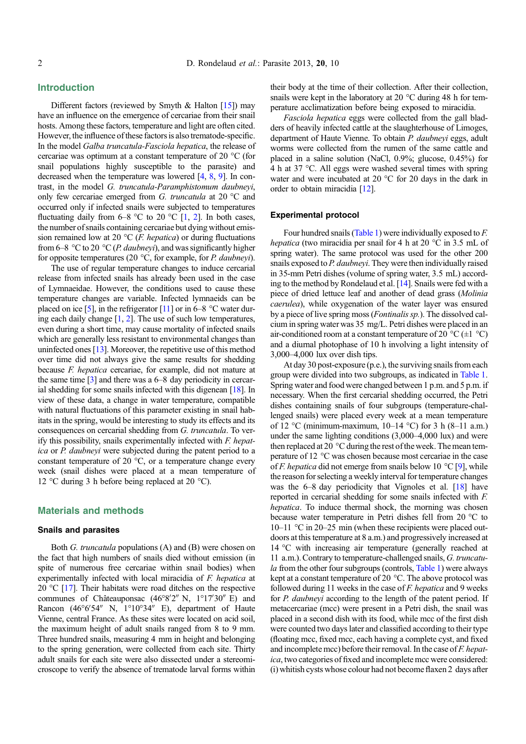## Introduction

Different factors (reviewed by Smyth & Halton [15]) may have an influence on the emergence of cercariae from their snail hosts. Among these factors, temperature and light are often cited. However, the influence of these factors is also trematode-specific. In the model *Galba truncatula-Fasciola hepatica*, the release of cercariae was optimum at a constant temperature of 20 °C (for snail populations highly susceptible to the parasite) and decreased when the temperature was lowered [4, 8, 9]. In contrast, in the model *G. truncatula-Paramphistomum daubneyi*, only few cercariae emerged from *G. truncatula* at 20 °C and occurred only if infected snails were subjected to temperatures fluctuating daily from 6–8 °C to 20 °C [1, 2]. In both cases, the number of snails containing cercariae but dying without emission remained low at 20 °C (*F. hepatica*) or during fluctuations from 6–8 °C to 20 °C (*P. daubneyi*), and was significantly higher for opposite temperatures (20 °C, for example, for *P. daubneyi*).

The use of regular temperature changes to induce cercarial release from infected snails has already been used in the case of Lymnaeidae. However, the conditions used to cause these temperature changes are variable. Infected lymnaeids can be placed on ice [5], in the refrigerator [11] or in 6–8 °C water during each daily change [1, 2]. The use of such low temperatures, even during a short time, may cause mortality of infected snails which are generally less resistant to environmental changes than uninfected ones [13]. Moreover, the repetitive use of this method over time did not always give the same results for shedding because *F. hepatica* cercariae, for example, did not mature at the same time [3] and there was a 6–8 day periodicity in cercarial shedding for some snails infected with this digenean [18]. In view of these data, a change in water temperature, compatible with natural fluctuations of this parameter existing in snail habitats in the spring, would be interesting to study its effects and its consequences on cercarial shedding from *G. truncatula*. To verify this possibility, snails experimentally infected with *F. hepatica* or *P. daubneyi* were subjected during the patent period to a constant temperature of 20 °C, or a temperature change every week (snail dishes were placed at a mean temperature of 12 °C during 3 h before being replaced at 20 °C).

## Materials and methods

### Snails and parasites

Both *G. truncatula* populations (A) and (B) were chosen on the fact that high numbers of snails died without emission (in spite of numerous free cercariae within snail bodies) when experimentally infected with local miracidia of *F. hepatica* at 20 °C [17]. Their habitats were road ditches on the respective communes of Châteauponsac (46°8′2″ N, 1°17′30″ E) and Rancon (46°6′54″ N, 1°10°34″ E), department of Haute Vienne, central France. As these sites were located on acid soil, the maximum height of adult snails ranged from 8 to 9 mm. Three hundred snails, measuring 4 mm in height and belonging to the spring generation, were collected from each site. Thirty adult snails for each site were also dissected under a stereomicroscope to verify the absence of trematode larval forms within their body at the time of their collection. After their collection, snails were kept in the laboratory at 20 °C during 48 h for temperature acclimatization before being exposed to miracidia.

*Fasciola hepatica* eggs were collected from the gall bladders of heavily infected cattle at the slaughterhouse of Limoges, department of Haute Vienne. To obtain *P. daubneyi* eggs, adult worms were collected from the rumen of the same cattle and placed in a saline solution (NaCl, 0.9%; glucose, 0.45%) for 4 h at 37 °C. All eggs were washed several times with spring water and were incubated at 20 °C for 20 days in the dark in order to obtain miracidia [12].

### Experimental protocol

Four hundred snails (Table 1) were individually exposed to *F. hepatica* (two miracidia per snail for 4 h at 20 °C in 3.5 mL of spring water). The same protocol was used for the other 200 snails exposed to *P. daubneyi*. They were then individually raised in 35-mm Petri dishes (volume of spring water, 3.5 mL) according to the method by Rondelaud et al. [14]. Snails were fed with a piece of dried lettuce leaf and another of dead grass (*Molinia caerulea*), while oxygenation of the water layer was ensured by a piece of live spring moss (*Fontinalis sp.*). The dissolved calcium in spring water was 35 mg/L. Petri dishes were placed in an air-conditioned room at a constant temperature of 20 °C (±1 °C) and a diurnal photophase of 10 h involving a light intensity of 3,000–4,000 lux over dish tips.

At day 30 post-exposure (p.e.), the surviving snails from each group were divided into two subgroups, as indicated in Table 1. Spring water and food were changed between 1 p.m. and 5 p.m. if necessary. When the first cercarial shedding occurred, the Petri dishes containing snails of four subgroups (temperature-challenged snails) were placed every week at a mean temperature of 12 °C (minimum-maximum, 10–14 °C) for 3 h (8–11 a.m.) under the same lighting conditions (3,000–4,000 lux) and were then replaced at 20 °C during the rest of the week. The mean temperature of 12 °C was chosen because most cercariae in the case of *F. hepatica* did not emerge from snails below 10 °C [9], while the reason for selecting a weekly interval for temperature changes was the 6–8 day periodicity that Vignoles et al. [18] have reported in cercarial shedding for some snails infected with *F. hepatica*. To induce thermal shock, the morning was chosen because water temperature in Petri dishes fell from 20 °C to 10–11 °C in 20–25 min (when these recipients were placed outdoors at this temperature at 8 a.m.) and progressively increased at 14 °C with increasing air temperature (generally reached at 11 a.m.). Contrary to temperature-challenged snails, *G. truncatula* from the other four subgroups (controls, Table 1) were always kept at a constant temperature of 20 °C. The above protocol was followed during 11 weeks in the case of *F. hepatica* and 9 weeks for *P. daubneyi* according to the length of the patent period. If metacercariae (mcc) were present in a Petri dish, the snail was placed in a second dish with its food, while mcc of the first dish were counted two days later and classified according to their type (floating mcc, fixed mcc, each having a complete cyst, and fixed and incomplete mcc) before their removal. In the case of *F. hepatica*, two categories of fixed and incomplete mcc were considered: (i) whitish cysts whose colour had not become flaxen 2 days after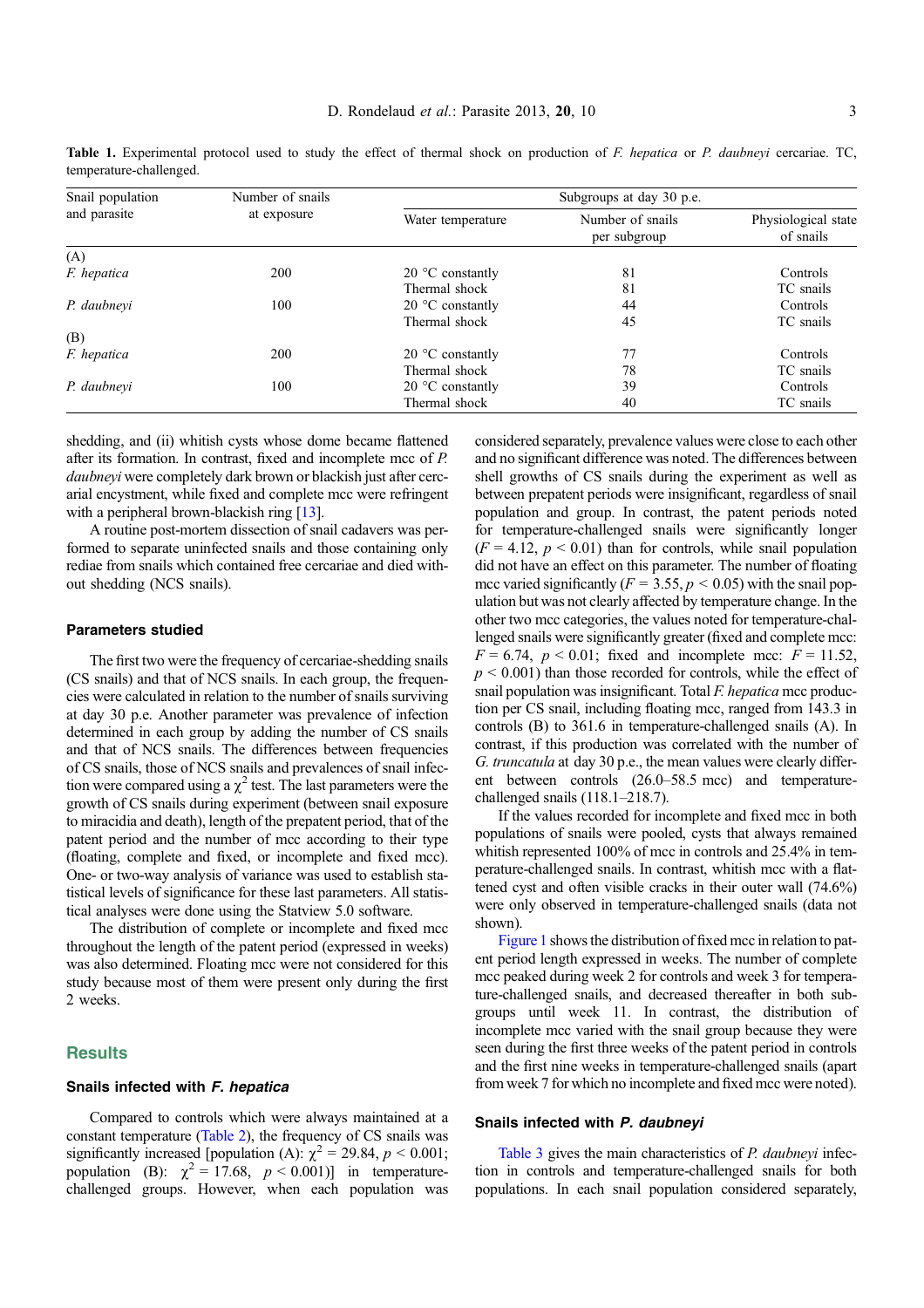**Table 1.** Experimental protocol used to study the effect of thermal shock on production of *F. hepatica* or *P. daubneyi* cercariae. TC, temperature-challenged.

| Snail population and parasite | Number of snails at exposure | Subgroups at day 30 p.e. | | |
|---|---|---|---|---|
| | | Water temperature | Number of snails per subgroup | Physiological state of snails |
| (A) | | | | |
| *F. hepatica* | 200 | 20 °C constantly | 81 | Controls |
| | | Thermal shock | 81 | TC snails |
| *P. daubneyi* | 100 | 20 °C constantly | 44 | Controls |
| | | Thermal shock | 45 | TC snails |
| (B) | | | | |
| *F. hepatica* | 200 | 20 °C constantly | 77 | Controls |
| | | Thermal shock | 78 | TC snails |
| *P. daubneyi* | 100 | 20 °C constantly | 39 | Controls |
| | | Thermal shock | 40 | TC snails |

shedding, and (ii) whitish cysts whose dome became flattened after its formation. In contrast, fixed and incomplete mcc of *P. daubneyi* were completely dark brown or blackish just after cercarial encystment, while fixed and complete mcc were refringent with a peripheral brown-blackish ring [13].

A routine post-mortem dissection of snail cadavers was performed to separate uninfected snails and those containing only rediae from snails which contained free cercariae and died without shedding (NCS snails).

### Parameters studied

The first two were the frequency of cercariae-shedding snails (CS snails) and that of NCS snails. In each group, the frequencies were calculated in relation to the number of snails surviving at day 30 p.e. Another parameter was prevalence of infection determined in each group by adding the number of CS snails and that of NCS snails. The differences between frequencies of CS snails, those of NCS snails and prevalences of snail infection were compared using a $\chi^2$ test. The last parameters were the growth of CS snails during experiment (between snail exposure to miracidia and death), length of the prepatent period, that of the patent period and the number of mcc according to their type (floating, complete and fixed, or incomplete and fixed mcc). One- or two-way analysis of variance was used to establish statistical levels of significance for these last parameters. All statistical analyses were done using the Statview 5.0 software.

The distribution of complete or incomplete and fixed mcc throughout the length of the patent period (expressed in weeks) was also determined. Floating mcc were not considered for this study because most of them were present only during the first 2 weeks.

## Results

### Snails infected with *F. hepatica*

Compared to controls which were always maintained at a constant temperature (Table 2), the frequency of CS snails was significantly increased [population (A): $\chi^2 = 29.84$, $p < 0.001$; population (B): $\chi^2 = 17.68$, $p < 0.001$)] in temperature-challenged groups. However, when each population was considered separately, prevalence values were close to each other and no significant difference was noted. The differences between shell growths of CS snails during the experiment as well as between prepatent periods were insignificant, regardless of snail population and group. In contrast, the patent periods noted for temperature-challenged snails were significantly longer ($F = 4.12$, $p < 0.01$) than for controls, while snail population did not have an effect on this parameter. The number of floating mcc varied significantly ($F = 3.55$, $p < 0.05$) with the snail population but was not clearly affected by temperature change. In the other two mcc categories, the values noted for temperature-challenged snails were significantly greater (fixed and complete mcc: $F = 6.74$, $p < 0.01$; fixed and incomplete mcc: $F = 11.52$, $p < 0.001$) than those recorded for controls, while the effect of snail population was insignificant. Total *F. hepatica* mcc production per CS snail, including floating mcc, ranged from 143.3 in controls (B) to 361.6 in temperature-challenged snails (A). In contrast, if this production was correlated with the number of *G. truncatula* at day 30 p.e., the mean values were clearly different between controls (26.0–58.5 mcc) and temperature-challenged snails (118.1–218.7).

If the values recorded for incomplete and fixed mcc in both populations of snails were pooled, cysts that always remained whitish represented 100% of mcc in controls and 25.4% in temperature-challenged snails. In contrast, whitish mcc with a flattened cyst and often visible cracks in their outer wall (74.6%) were only observed in temperature-challenged snails (data not shown).

Figure 1 shows the distribution of fixed mcc in relation to patent period length expressed in weeks. The number of complete mcc peaked during week 2 for controls and week 3 for temperature-challenged snails, and decreased thereafter in both subgroups until week 11. In contrast, the distribution of incomplete mcc varied with the snail group because they were seen during the first three weeks of the patent period in controls and the first nine weeks in temperature-challenged snails (apart from week 7 for which no incomplete and fixed mcc were noted).

### Snails infected with *P. daubneyi*

Table 3 gives the main characteristics of *P. daubneyi* infection in controls and temperature-challenged snails for both populations. In each snail population considered separately,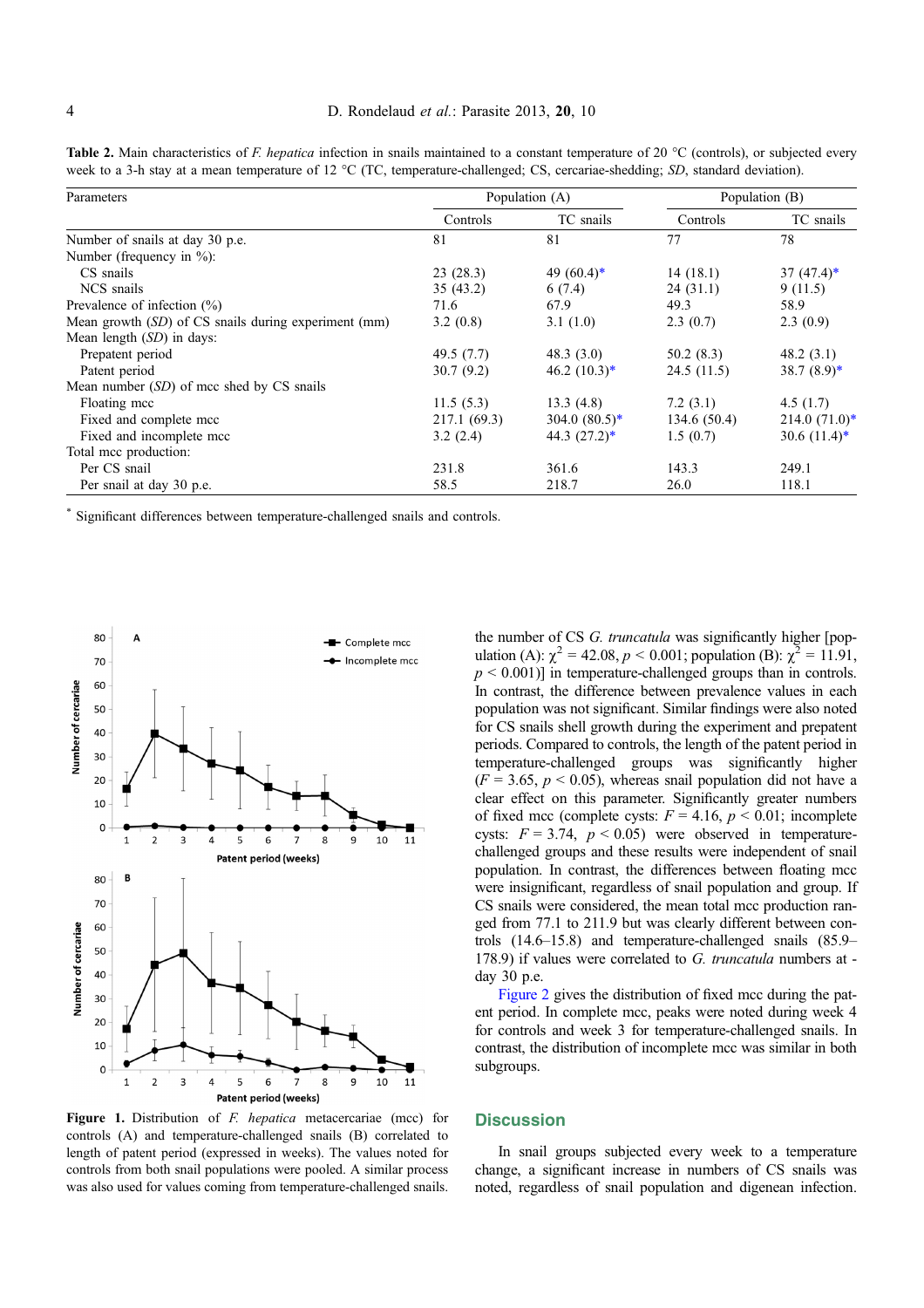**Table 2.** Main characteristics of *F. hepatica* infection in snails maintained to a constant temperature of 20 °C (controls), or subjected every week to a 3-h stay at a mean temperature of 12 °C (TC, temperature-challenged; CS, cercariae-shedding; *SD*, standard deviation).

| Parameters | Population (A) | | Population (B) | |
|---|---|---|---|---|
| | Controls | TC snails | Controls | TC snails |
| Number of snails at day 30 p.e. | 81 | 81 | 77 | 78 |
| Number (frequency in %): | | | | |
| CS snails | 23 (28.3) | 49 (60.4)* | 14 (18.1) | 37 (47.4)* |
| NCS snails | 35 (43.2) | 6 (7.4) | 24 (31.1) | 9 (11.5) |
| Prevalence of infection (%) | 71.6 | 67.9 | 49.3 | 58.9 |
| Mean growth (*SD*) of CS snails during experiment (mm) | 3.2 (0.8) | 3.1 (1.0) | 2.3 (0.7) | 2.3 (0.9) |
| Mean length (*SD*) in days: | | | | |
| Prepatent period | 49.5 (7.7) | 48.3 (3.0) | 50.2 (8.3) | 48.2 (3.1) |
| Patent period | 30.7 (9.2) | 46.2 (10.3)* | 24.5 (11.5) | 38.7 (8.9)* |
| Mean number (*SD*) of mcc shed by CS snails | | | | |
| Floating mcc | 11.5 (5.3) | 13.3 (4.8) | 7.2 (3.1) | 4.5 (1.7) |
| Fixed and complete mcc | 217.1 (69.3) | 304.0 (80.5)* | 134.6 (50.4) | 214.0 (71.0)* |
| Fixed and incomplete mcc | 3.2 (2.4) | 44.3 (27.2)* | 1.5 (0.7) | 30.6 (11.4)* |
| Total mcc production: | | | | |
| Per CS snail | 231.8 | 361.6 | 143.3 | 249.1 |
| Per snail at day 30 p.e. | 58.5 | 218.7 | 26.0 | 118.1 |

\* Significant differences between temperature-challenged snails and controls.

**Figure 1.** Distribution of *F. hepatica* metacercariae (mcc) for controls (A) and temperature-challenged snails (B) correlated to length of patent period (expressed in weeks). The values noted for controls from both snail populations were pooled. A similar process was also used for values coming from temperature-challenged snails.

the number of CS *G. truncatula* was significantly higher [population (A): $\chi^2 = 42.08$, $p < 0.001$; population (B): $\chi^2 = 11.91$, $p < 0.001$)] in temperature-challenged groups than in controls. In contrast, the difference between prevalence values in each population was not significant. Similar findings were also noted for CS snails shell growth during the experiment and prepatent periods. Compared to controls, the length of the patent period in temperature-challenged groups was significantly higher ($F = 3.65$, $p < 0.05$), whereas snail population did not have a clear effect on this parameter. Significantly greater numbers of fixed mcc (complete cysts: $F = 4.16$, $p < 0.01$; incomplete cysts: $F = 3.74$, $p < 0.05$) were observed in temperature-challenged groups and these results were independent of snail population. In contrast, the differences between floating mcc were insignificant, regardless of snail population and group. If CS snails were considered, the mean total mcc production ranged from 77.1 to 211.9 but was clearly different between controls (14.6–15.8) and temperature-challenged snails (85.9–178.9) if values were correlated to *G. truncatula* numbers at -day 30 p.e.

Figure 2 gives the distribution of fixed mcc during the patent period. In complete mcc, peaks were noted during week 4 for controls and week 3 for temperature-challenged snails. In contrast, the distribution of incomplete mcc was similar in both subgroups.

## Discussion

In snail groups subjected every week to a temperature change, a significant increase in numbers of CS snails was noted, regardless of snail population and digenean infection.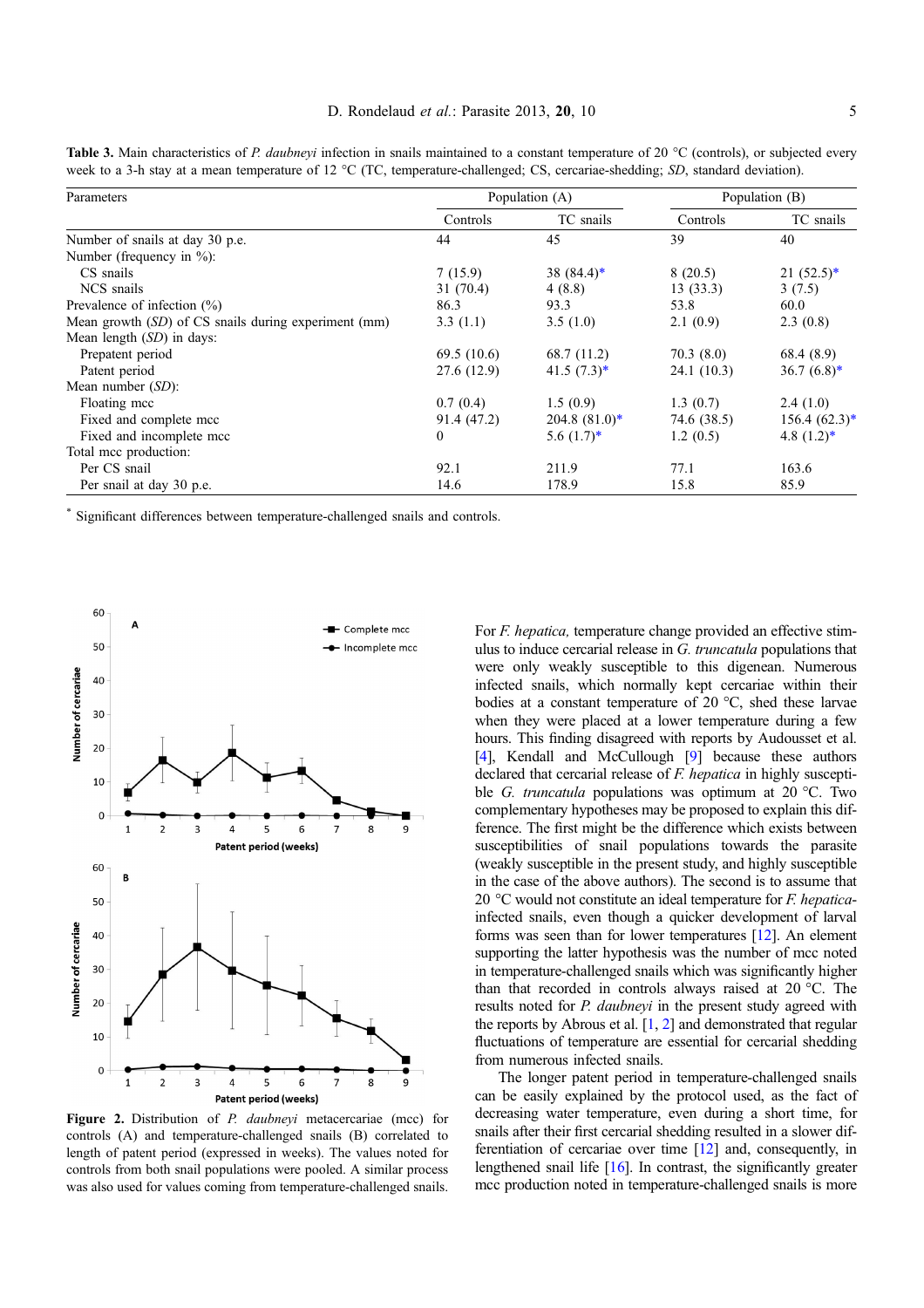**Table 3.** Main characteristics of *P. daubneyi* infection in snails maintained to a constant temperature of 20 °C (controls), or subjected every week to a 3-h stay at a mean temperature of 12 °C (TC, temperature-challenged; CS, cercariae-shedding; *SD*, standard deviation).

| Parameters | Population (A) | | Population (B) | |
|---|---|---|---|---|
| | Controls | TC snails | Controls | TC snails |
| Number of snails at day 30 p.e. | 44 | 45 | 39 | 40 |
| Number (frequency in %): | | | | |
| CS snails | 7 (15.9) | 38 (84.4)* | 8 (20.5) | 21 (52.5)* |
| NCS snails | 31 (70.4) | 4 (8.8) | 13 (33.3) | 3 (7.5) |
| Prevalence of infection (%) | 86.3 | 93.3 | 53.8 | 60.0 |
| Mean growth (*SD*) of CS snails during experiment (mm) | 3.3 (1.1) | 3.5 (1.0) | 2.1 (0.9) | 2.3 (0.8) |
| Mean length (*SD*) in days: | | | | |
| Prepatent period | 69.5 (10.6) | 68.7 (11.2) | 70.3 (8.0) | 68.4 (8.9) |
| Patent period | 27.6 (12.9) | 41.5 (7.3)* | 24.1 (10.3) | 36.7 (6.8)* |
| Mean number (*SD*): | | | | |
| Floating mcc | 0.7 (0.4) | 1.5 (0.9) | 1.3 (0.7) | 2.4 (1.0) |
| Fixed and complete mcc | 91.4 (47.2) | 204.8 (81.0)* | 74.6 (38.5) | 156.4 (62.3)* |
| Fixed and incomplete mcc | 0 | 5.6 (1.7)* | 1.2 (0.5) | 4.8 (1.2)* |
| Total mcc production: | | | | |
| Per CS snail | 92.1 | 211.9 | 77.1 | 163.6 |
| Per snail at day 30 p.e. | 14.6 | 178.9 | 15.8 | 85.9 |

\* Significant differences between temperature-challenged snails and controls.

**Figure 2.** Distribution of *P. daubneyi* metacercariae (mcc) for controls (A) and temperature-challenged snails (B) correlated to length of patent period (expressed in weeks). The values noted for controls from both snail populations were pooled. A similar process was also used for values coming from temperature-challenged snails.

For *F. hepatica,* temperature change provided an effective stimulus to induce cercarial release in *G. truncatula* populations that were only weakly susceptible to this digenean. Numerous infected snails, which normally kept cercariae within their bodies at a constant temperature of 20 °C, shed these larvae when they were placed at a lower temperature during a few hours. This finding disagreed with reports by Audousset et al. [4], Kendall and McCullough [9] because these authors declared that cercarial release of *F. hepatica* in highly susceptible *G. truncatula* populations was optimum at 20 °C. Two complementary hypotheses may be proposed to explain this difference. The first might be the difference which exists between susceptibilities of snail populations towards the parasite (weakly susceptible in the present study, and highly susceptible in the case of the above authors). The second is to assume that 20 °C would not constitute an ideal temperature for *F. hepatica*-infected snails, even though a quicker development of larval forms was seen than for lower temperatures [12]. An element supporting the latter hypothesis was the number of mcc noted in temperature-challenged snails which was significantly higher than that recorded in controls always raised at 20 °C. The results noted for *P. daubneyi* in the present study agreed with the reports by Abrous et al. [1, 2] and demonstrated that regular fluctuations of temperature are essential for cercarial shedding from numerous infected snails.

The longer patent period in temperature-challenged snails can be easily explained by the protocol used, as the fact of decreasing water temperature, even during a short time, for snails after their first cercarial shedding resulted in a slower differentiation of cercariae over time [12] and, consequently, in lengthened snail life [16]. In contrast, the significantly greater mcc production noted in temperature-challenged snails is more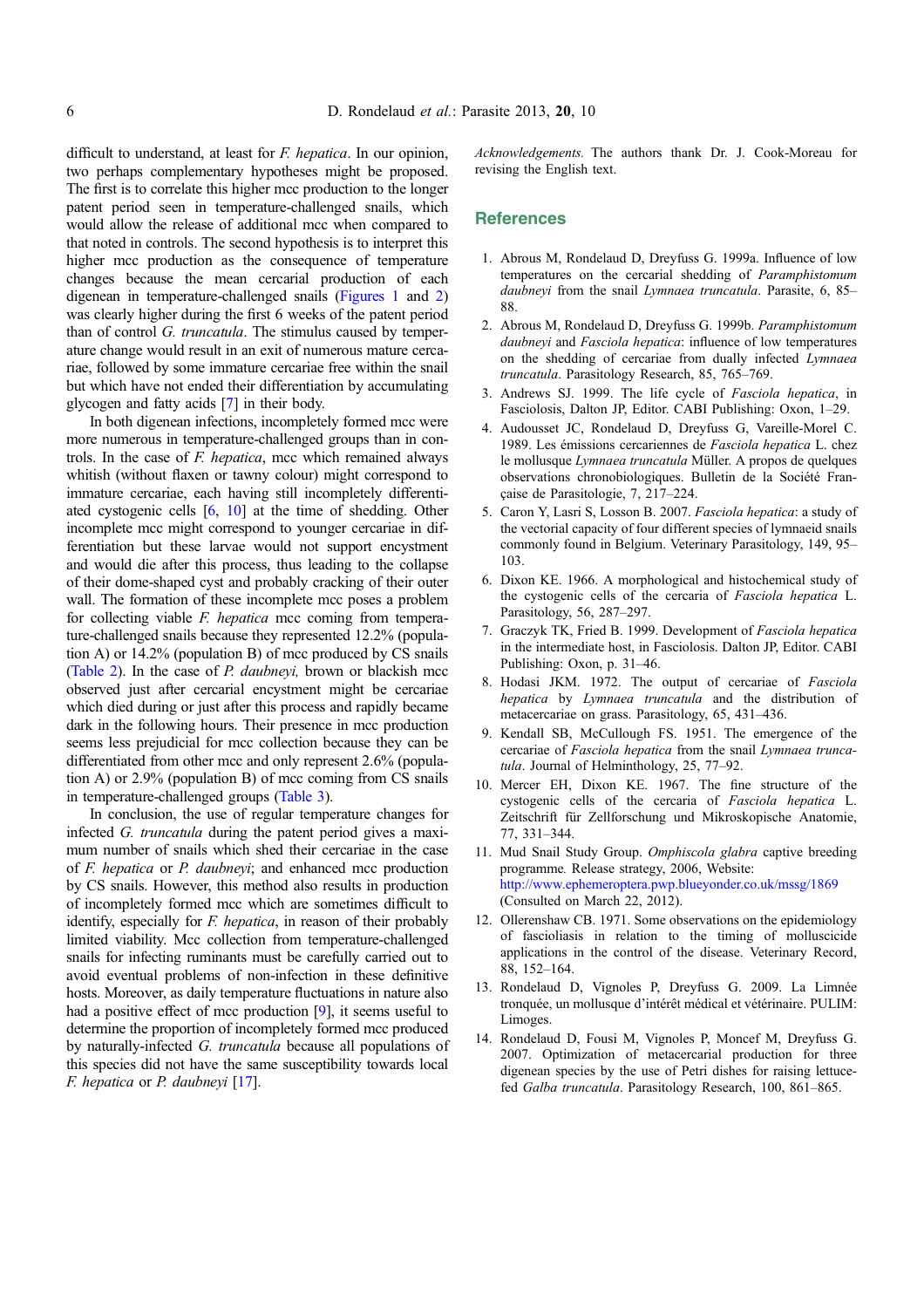difficult to understand, at least for *F. hepatica*. In our opinion, two perhaps complementary hypotheses might be proposed. The first is to correlate this higher mcc production to the longer patent period seen in temperature-challenged snails, which would allow the release of additional mcc when compared to that noted in controls. The second hypothesis is to interpret this higher mcc production as the consequence of temperature changes because the mean cercarial production of each digenean in temperature-challenged snails (Figures 1 and 2) was clearly higher during the first 6 weeks of the patent period than of control *G. truncatula*. The stimulus caused by temperature change would result in an exit of numerous mature cercariae, followed by some immature cercariae free within the snail but which have not ended their differentiation by accumulating glycogen and fatty acids [7] in their body.

In both digenean infections, incompletely formed mcc were more numerous in temperature-challenged groups than in controls. In the case of *F. hepatica*, mcc which remained always whitish (without flaxen or tawny colour) might correspond to immature cercariae, each having still incompletely differentiated cystogenic cells [6, 10] at the time of shedding. Other incomplete mcc might correspond to younger cercariae in differentiation but these larvae would not support encystment and would die after this process, thus leading to the collapse of their dome-shaped cyst and probably cracking of their outer wall. The formation of these incomplete mcc poses a problem for collecting viable *F. hepatica* mcc coming from temperature-challenged snails because they represented 12.2% (population A) or 14.2% (population B) of mcc produced by CS snails (Table 2). In the case of *P. daubneyi,* brown or blackish mcc observed just after cercarial encystment might be cercariae which died during or just after this process and rapidly became dark in the following hours. Their presence in mcc production seems less prejudicial for mcc collection because they can be differentiated from other mcc and only represent 2.6% (population A) or 2.9% (population B) of mcc coming from CS snails in temperature-challenged groups (Table 3).

In conclusion, the use of regular temperature changes for infected *G. truncatula* during the patent period gives a maximum number of snails which shed their cercariae in the case of *F. hepatica* or *P. daubneyi*; and enhanced mcc production by CS snails. However, this method also results in production of incompletely formed mcc which are sometimes difficult to identify, especially for *F. hepatica*, in reason of their probably limited viability. Mcc collection from temperature-challenged snails for infecting ruminants must be carefully carried out to avoid eventual problems of non-infection in these definitive hosts. Moreover, as daily temperature fluctuations in nature also had a positive effect of mcc production [9], it seems useful to determine the proportion of incompletely formed mcc produced by naturally-infected *G. truncatula* because all populations of this species did not have the same susceptibility towards local *F. hepatica* or *P. daubneyi* [17].

*Acknowledgements.* The authors thank Dr. J. Cook-Moreau for revising the English text.

## References

1. Abrous M, Rondelaud D, Dreyfuss G. 1999a. Influence of low temperatures on the cercarial shedding of *Paramphistomum daubneyi* from the snail *Lymnaea truncatula*. Parasite, 6, 85–88.
2. Abrous M, Rondelaud D, Dreyfuss G. 1999b. *Paramphistomum daubneyi* and *Fasciola hepatica*: influence of low temperatures on the shedding of cercariae from dually infected *Lymnaea truncatula*. Parasitology Research, 85, 765–769.
3. Andrews SJ. 1999. The life cycle of *Fasciola hepatica*, in Fasciolosis, Dalton JP, Editor. CABI Publishing: Oxon, 1–29.
4. Audousset JC, Rondelaud D, Dreyfuss G, Vareille-Morel C. 1989. Les émissions cercariennes de *Fasciola hepatica* L. chez le mollusque *Lymnaea truncatula* Müller. A propos de quelques observations chronobiologiques. Bulletin de la Société Française de Parasitologie, 7, 217–224.
5. Caron Y, Lasri S, Losson B. 2007. *Fasciola hepatica*: a study of the vectorial capacity of four different species of lymnaeid snails commonly found in Belgium. Veterinary Parasitology, 149, 95–103.
6. Dixon KE. 1966. A morphological and histochemical study of the cystogenic cells of the cercaria of *Fasciola hepatica* L. Parasitology, 56, 287–297.
7. Graczyk TK, Fried B. 1999. Development of *Fasciola hepatica* in the intermediate host, in Fasciolosis. Dalton JP, Editor. CABI Publishing: Oxon, p. 31–46.
8. Hodasi JKM. 1972. The output of cercariae of *Fasciola hepatica* by *Lymnaea truncatula* and the distribution of metacercariae on grass. Parasitology, 65, 431–436.
9. Kendall SB, McCullough FS. 1951. The emergence of the cercariae of *Fasciola hepatica* from the snail *Lymnaea truncatula*. Journal of Helminthology, 25, 77–92.
10. Mercer EH, Dixon KE. 1967. The fine structure of the cystogenic cells of the cercaria of *Fasciola hepatica* L. Zeitschrift für Zellforschung und Mikroskopische Anatomie, 77, 331–344.
11. Mud Snail Study Group. *Omphiscola glabra* captive breeding programme. Release strategy, 2006, Website: http://www.ephemeroptera.pwp.blueyonder.co.uk/mssg/1869 (Consulted on March 22, 2012).
12. Ollerenshaw CB. 1971. Some observations on the epidemiology of fascioliasis in relation to the timing of molluscicide applications in the control of the disease. Veterinary Record, 88, 152–164.
13. Rondelaud D, Vignoles P, Dreyfuss G. 2009. La Limnée tronquée, un mollusque d'intérêt médical et vétérinaire. PULIM: Limoges.
14. Rondelaud D, Fousi M, Vignoles P, Moncef M, Dreyfuss G. 2007. Optimization of metacercarial production for three digenean species by the use of Petri dishes for raising lettuce-fed *Galba truncatula*. Parasitology Research, 100, 861–865.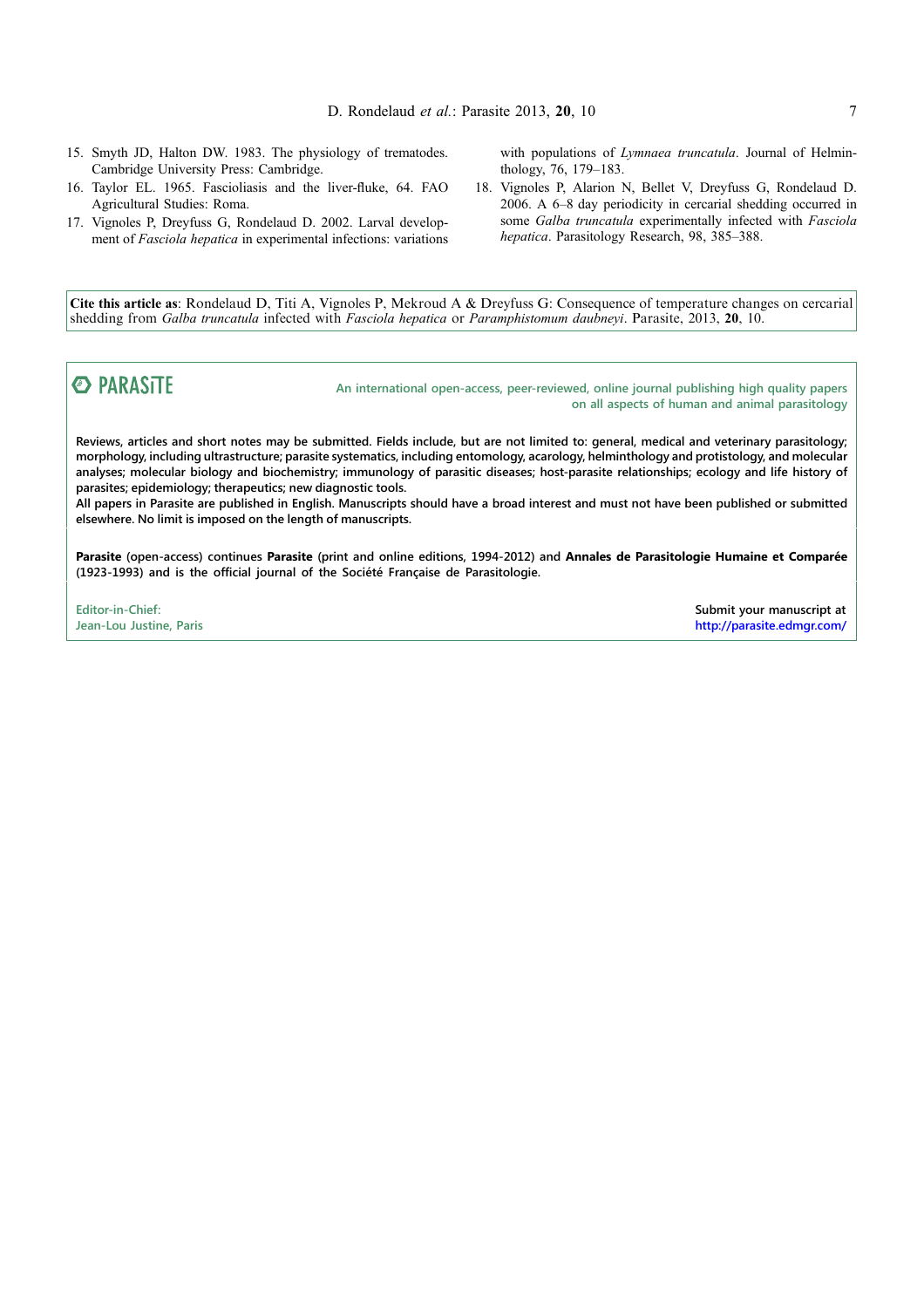15. Smyth JD, Halton DW. 1983. The physiology of trematodes. Cambridge University Press: Cambridge.
16. Taylor EL. 1965. Fascioliasis and the liver-fluke, 64. FAO Agricultural Studies: Roma.
17. Vignoles P, Dreyfuss G, Rondelaud D. 2002. Larval development of *Fasciola hepatica* in experimental infections: variations with populations of *Lymnaea truncatula*. Journal of Helminthology, 76, 179–183.
18. Vignoles P, Alarion N, Bellet V, Dreyfuss G, Rondelaud D. 2006. A 6–8 day periodicity in cercarial shedding occurred in some *Galba truncatula* experimentally infected with *Fasciola hepatica*. Parasitology Research, 98, 385–388.

**Cite this article as**: Rondelaud D, Titi A, Vignoles P, Mekroud A & Dreyfuss G: Consequence of temperature changes on cercarial shedding from *Galba truncatula* infected with *Fasciola hepatica* or *Paramphistomum daubneyi*. Parasite, 2013, **20**, 10.

**PARASITE**

An international open-access, peer-reviewed, online journal publishing high quality papers on all aspects of human and animal parasitology

Reviews, articles and short notes may be submitted. Fields include, but are not limited to: general, medical and veterinary parasitology; morphology, including ultrastructure; parasite systematics, including entomology, acarology, helminthology and protistology, and molecular analyses; molecular biology and biochemistry; immunology of parasitic diseases; host-parasite relationships; ecology and life history of parasites; epidemiology; therapeutics; new diagnostic tools.
All papers in Parasite are published in English. Manuscripts should have a broad interest and must not have been published or submitted elsewhere. No limit is imposed on the length of manuscripts.

**Parasite** (open-access) continues **Parasite** (print and online editions, 1994-2012) and **Annales de Parasitologie Humaine et Comparée** (1923-1993) and is the official journal of the Société Française de Parasitologie.

Editor-in-Chief:
Jean-Lou Justine, Paris

Submit your manuscript at
http://parasite.edmgr.com/